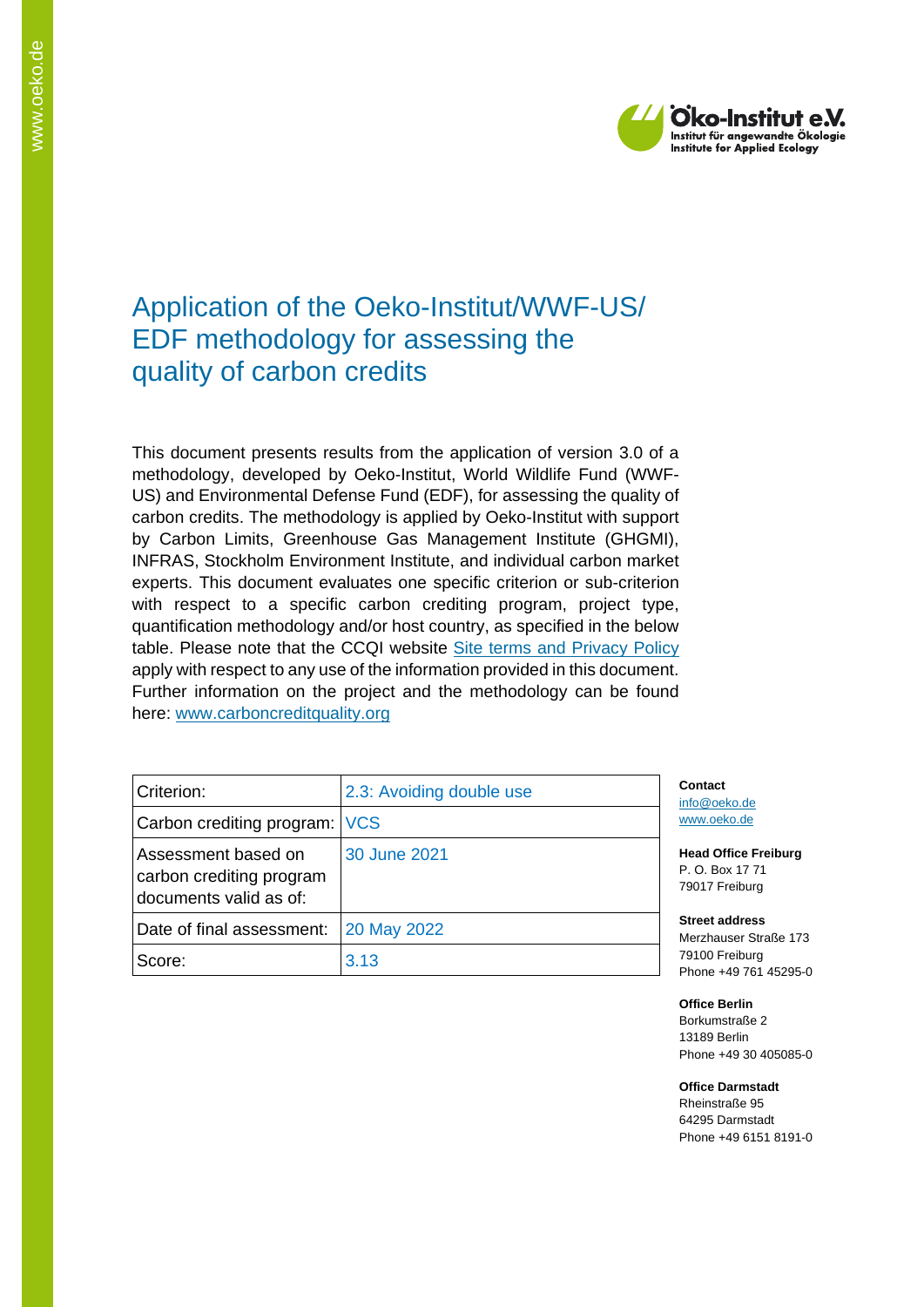# Application of the Oeko-Institut/WWF-US/ EDF methodology for assessing the quality of carbon credits

This document presents results from the application of version 3.0 of a methodology, developed by Oeko-Institut, World Wildlife Fund (WWF-US) and Environmental Defense Fund (EDF), for assessing the quality of carbon credits. The methodology is applied by Oeko-Institut with support by Carbon Limits, Greenhouse Gas Management Institute (GHGMI), INFRAS, Stockholm Environment Institute, and individual carbon market experts. This document evaluates one specific criterion or sub-criterion with respect to a specific carbon crediting program, project type, quantification methodology and/or host country, as specified in the below table. Please note that the CCQI website [Site terms and Privacy Policy](#) apply with respect to any use of the information provided in this document. Further information on the project and the methodology can be found here: [www.carboncreditquality.org](http://www.carboncreditquality.org)

| Criterion: | 2.3: Avoiding double use |
|---|---|
| Carbon crediting program: | VCS |
| Assessment based on carbon crediting program documents valid as of: | 30 June 2021 |
| Date of final assessment: | 20 May 2022 |
| Score: | 3.13 |

**Contact**
info@oeko.de
www.oeko.de

**Head Office Freiburg**
P. O. Box 17 71
79017 Freiburg

**Street address**
Merzhauser Straße 173
79100 Freiburg
Phone +49 761 45295-0

**Office Berlin**
Borkumstraße 2
13189 Berlin
Phone +49 30 405085-0

**Office Darmstadt**
Rheinstraße 95
64295 Darmstadt
Phone +49 6151 8191-0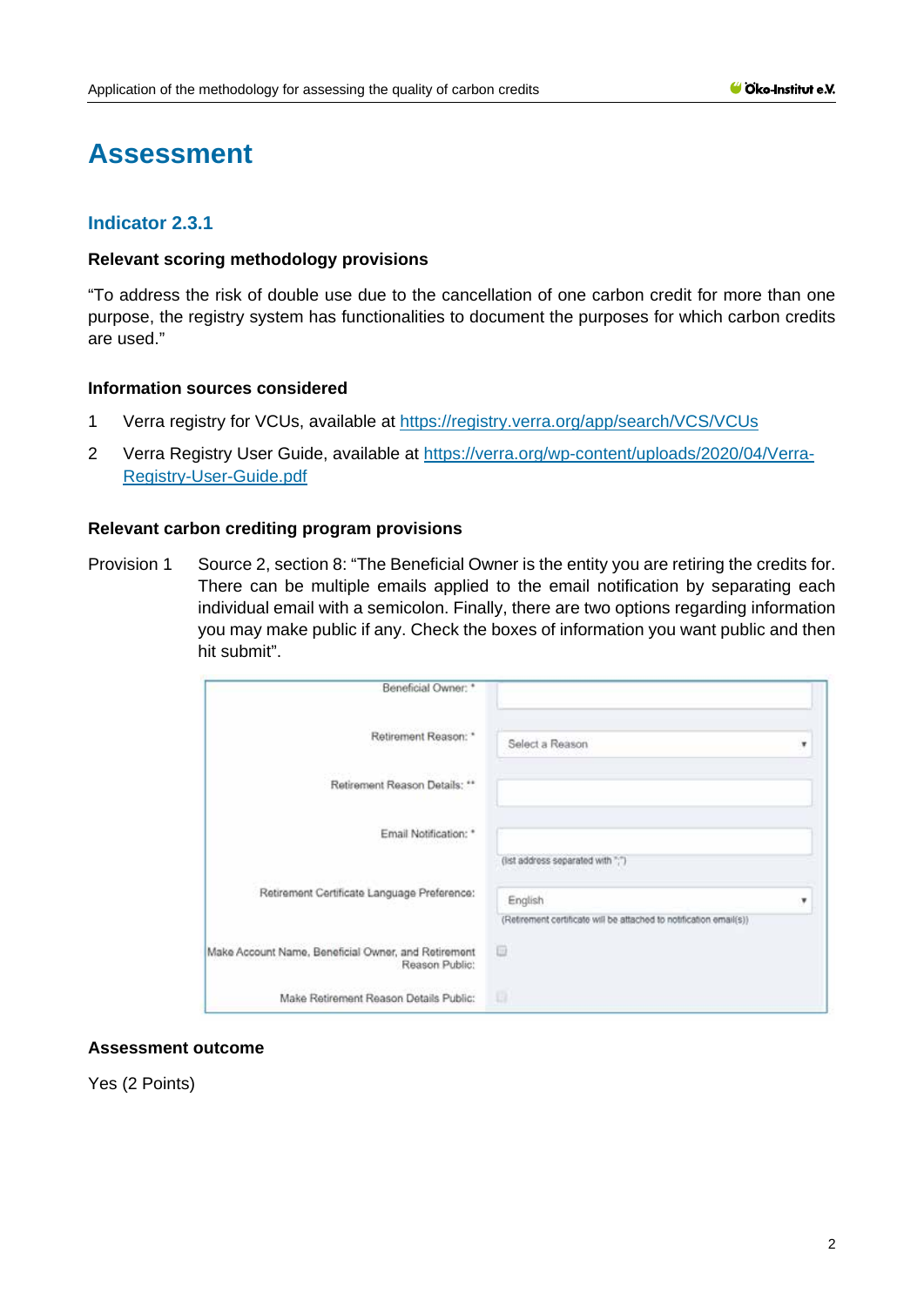# Assessment

## Indicator 2.3.1

### Relevant scoring methodology provisions

"To address the risk of double use due to the cancellation of one carbon credit for more than one purpose, the registry system has functionalities to document the purposes for which carbon credits are used."

### Information sources considered

1. Verra registry for VCUs, available at https://registry.verra.org/app/search/VCS/VCUs
2. Verra Registry User Guide, available at https://verra.org/wp-content/uploads/2020/04/Verra-Registry-User-Guide.pdf

### Relevant carbon crediting program provisions

Provision 1 Source 2, section 8: "The Beneficial Owner is the entity you are retiring the credits for. There can be multiple emails applied to the email notification by separating each individual email with a semicolon. Finally, there are two options regarding information you may make public if any. Check the boxes of information you want public and then hit submit".

| Field | Input |
| --- | --- |
| Beneficial Owner: * | |
| Retirement Reason: * | Select a Reason |
| Retirement Reason Details: ** | |
| Email Notification: * | (list address separated with ";") |
| Retirement Certificate Language Preference: | English (Retirement certificate will be attached to notification email(s)) |
| Make Account Name, Beneficial Owner, and Retirement Reason Public: | ☐ |
| Make Retirement Reason Details Public: | ☐ |

### Assessment outcome

Yes (2 Points)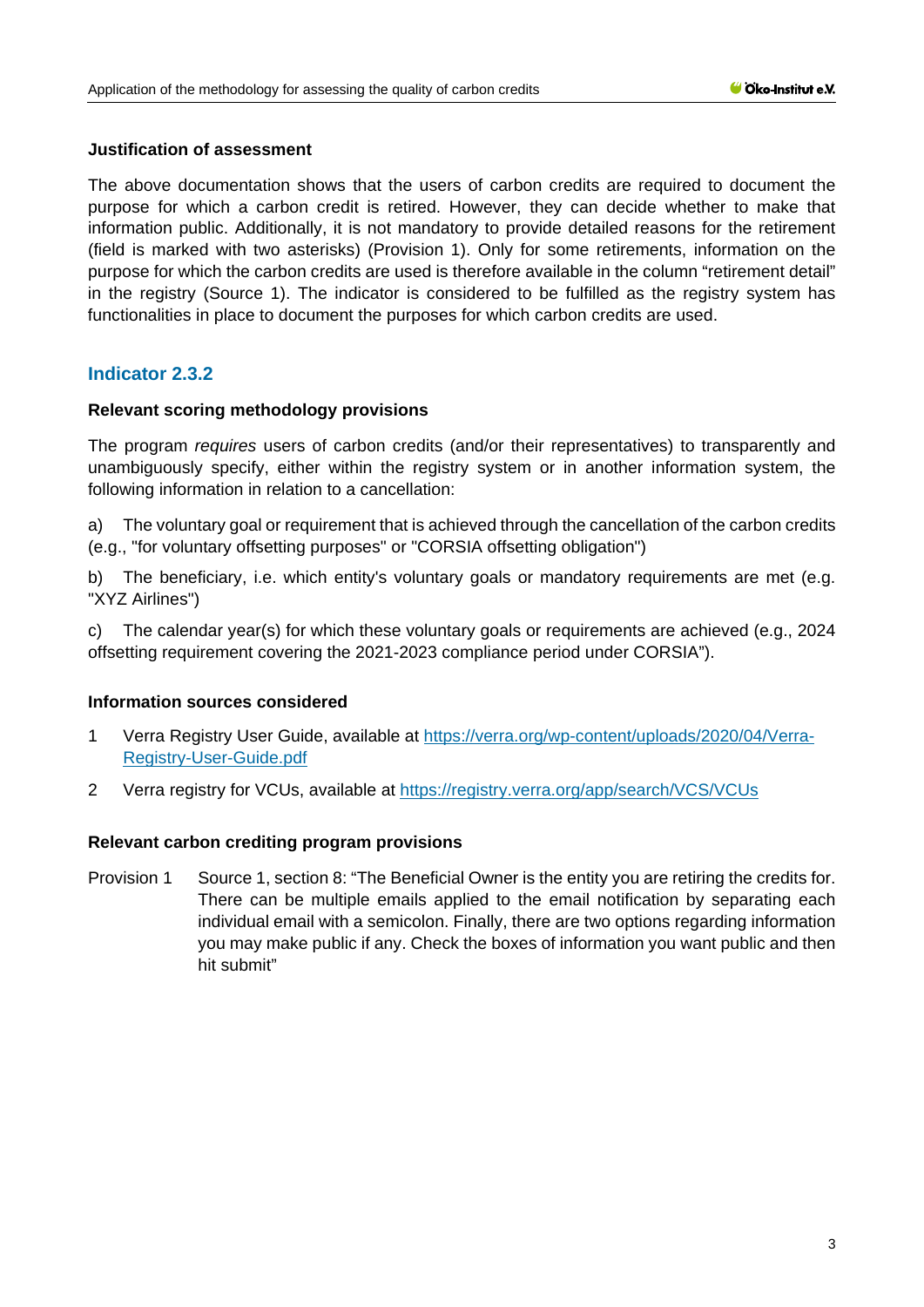**Justification of assessment**

The above documentation shows that the users of carbon credits are required to document the purpose for which a carbon credit is retired. However, they can decide whether to make that information public. Additionally, it is not mandatory to provide detailed reasons for the retirement (field is marked with two asterisks) (Provision 1). Only for some retirements, information on the purpose for which the carbon credits are used is therefore available in the column "retirement detail" in the registry (Source 1). The indicator is considered to be fulfilled as the registry system has functionalities in place to document the purposes for which carbon credits are used.

## Indicator 2.3.2

**Relevant scoring methodology provisions**

The program *requires* users of carbon credits (and/or their representatives) to transparently and unambiguously specify, either within the registry system or in another information system, the following information in relation to a cancellation:

a) The voluntary goal or requirement that is achieved through the cancellation of the carbon credits (e.g., "for voluntary offsetting purposes" or "CORSIA offsetting obligation")

b) The beneficiary, i.e. which entity's voluntary goals or mandatory requirements are met (e.g. "XYZ Airlines")

c) The calendar year(s) for which these voluntary goals or requirements are achieved (e.g., 2024 offsetting requirement covering the 2021-2023 compliance period under CORSIA").

**Information sources considered**

1. Verra Registry User Guide, available at https://verra.org/wp-content/uploads/2020/04/Verra-Registry-User-Guide.pdf
2. Verra registry for VCUs, available at https://registry.verra.org/app/search/VCS/VCUs

**Relevant carbon crediting program provisions**

Provision 1 Source 1, section 8: "The Beneficial Owner is the entity you are retiring the credits for. There can be multiple emails applied to the email notification by separating each individual email with a semicolon. Finally, there are two options regarding information you may make public if any. Check the boxes of information you want public and then hit submit"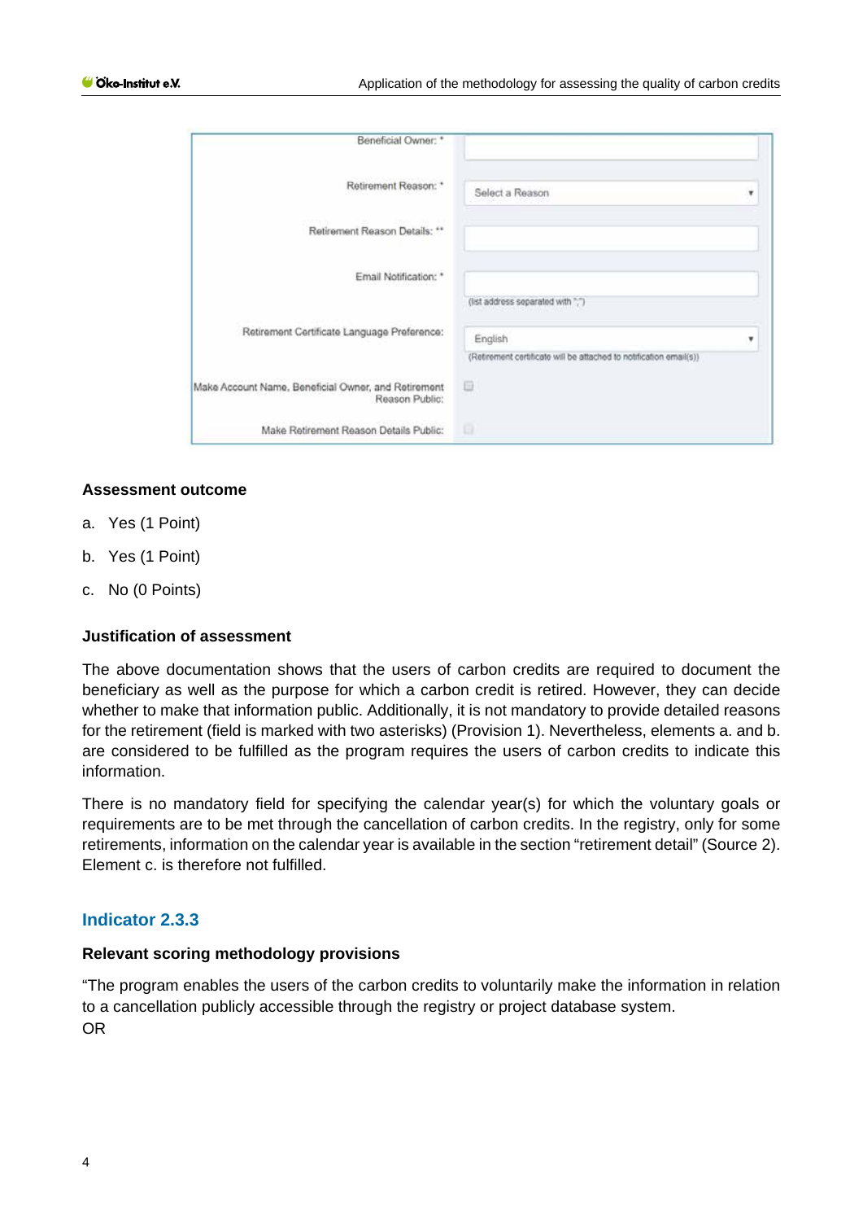| | |
|---|---|
| Beneficial Owner: * | |
| Retirement Reason: * | Select a Reason ▾ |
| Retirement Reason Details: ** | |
| Email Notification: * | (list address separated with ";") |
| Retirement Certificate Language Preference: | English ▾ (Retirement certificate will be attached to notification email(s)) |
| Make Account Name, Beneficial Owner, and Retirement Reason Public: | ☐ |
| Make Retirement Reason Details Public: | ☐ |

**Assessment outcome**

a. Yes (1 Point)

b. Yes (1 Point)

c. No (0 Points)

**Justification of assessment**

The above documentation shows that the users of carbon credits are required to document the beneficiary as well as the purpose for which a carbon credit is retired. However, they can decide whether to make that information public. Additionally, it is not mandatory to provide detailed reasons for the retirement (field is marked with two asterisks) (Provision 1). Nevertheless, elements a. and b. are considered to be fulfilled as the program requires the users of carbon credits to indicate this information.

There is no mandatory field for specifying the calendar year(s) for which the voluntary goals or requirements are to be met through the cancellation of carbon credits. In the registry, only for some retirements, information on the calendar year is available in the section "retirement detail" (Source 2). Element c. is therefore not fulfilled.

### Indicator 2.3.3

**Relevant scoring methodology provisions**

"The program enables the users of the carbon credits to voluntarily make the information in relation to a cancellation publicly accessible through the registry or project database system.
OR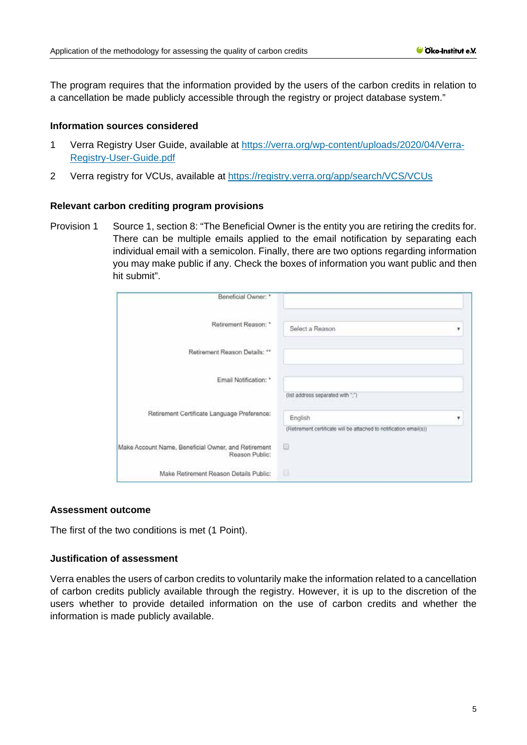The program requires that the information provided by the users of the carbon credits in relation to a cancellation be made publicly accessible through the registry or project database system."

### Information sources considered

1. Verra Registry User Guide, available at https://verra.org/wp-content/uploads/2020/04/Verra-Registry-User-Guide.pdf
2. Verra registry for VCUs, available at https://registry.verra.org/app/search/VCS/VCUs

### Relevant carbon crediting program provisions

Provision 1 Source 1, section 8: "The Beneficial Owner is the entity you are retiring the credits for. There can be multiple emails applied to the email notification by separating each individual email with a semicolon. Finally, there are two options regarding information you may make public if any. Check the boxes of information you want public and then hit submit".

| | |
|---|---|
| Beneficial Owner: * | |
| Retirement Reason: * | Select a Reason |
| Retirement Reason Details: ** | |
| Email Notification: * | (list address separated with ";") |
| Retirement Certificate Language Preference: | English (Retirement certificate will be attached to notification email(s)) |
| Make Account Name, Beneficial Owner, and Retirement Reason Public: | ☐ |
| Make Retirement Reason Details Public: | ☐ |

### Assessment outcome

The first of the two conditions is met (1 Point).

### Justification of assessment

Verra enables the users of carbon credits to voluntarily make the information related to a cancellation of carbon credits publicly available through the registry. However, it is up to the discretion of the users whether to provide detailed information on the use of carbon credits and whether the information is made publicly available.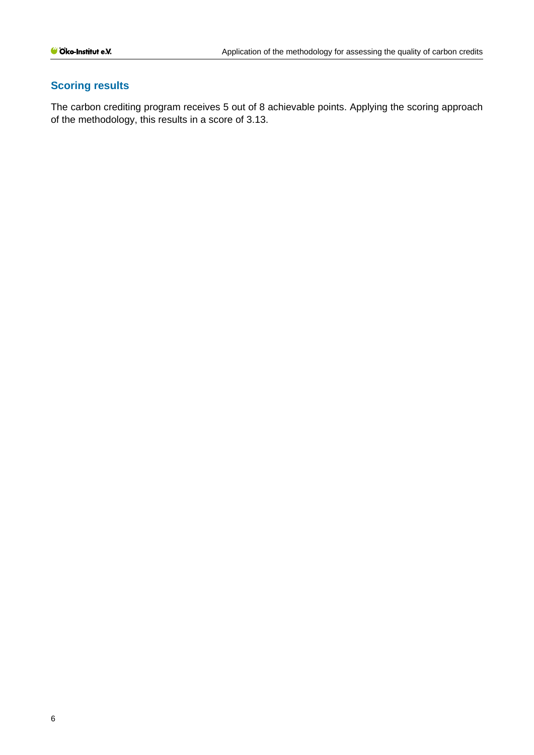## Scoring results

The carbon crediting program receives 5 out of 8 achievable points. Applying the scoring approach of the methodology, this results in a score of 3.13.